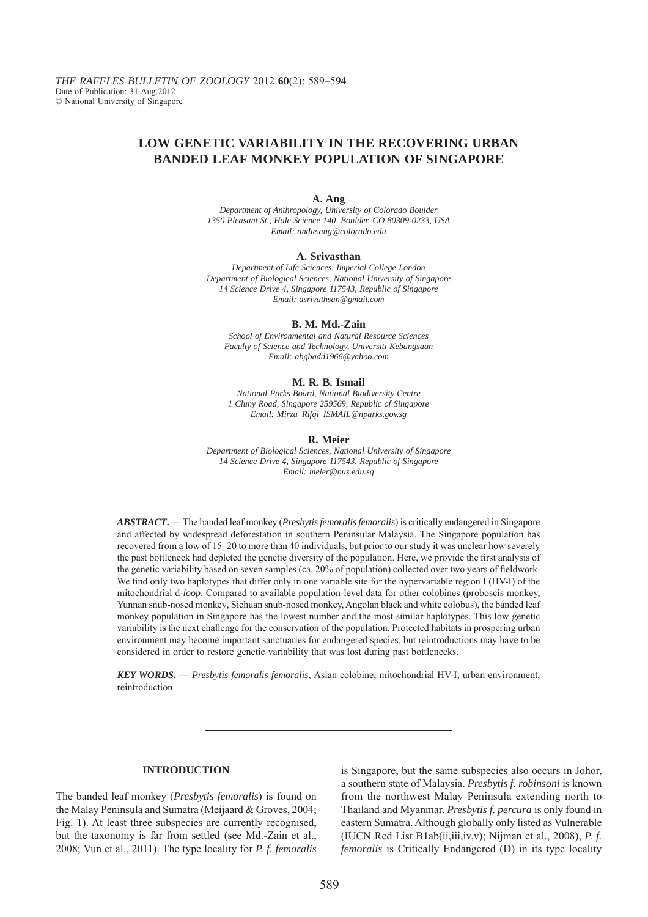# LOW GENETIC VARIABILITY IN THE RECOVERING URBAN BANDED LEAF MONKEY POPULATION OF SINGAPORE

**A. Ang**

*Department of Anthropology, University of Colorado Boulder*
*1350 Pleasant St., Hale Science 140, Boulder, CO 80309-0233, USA*
*Email: andie.ang@colorado.edu*

**A. Srivasthan**

*Department of Life Sciences, Imperial College London*
*Department of Biological Sciences, National University of Singapore*
*14 Science Drive 4, Singapore 117543, Republic of Singapore*
*Email: asrivathsan@gmail.com*

**B. M. Md.-Zain**

*School of Environmental and Natural Resource Sciences*
*Faculty of Science and Technology, Universiti Kebangsaan*
*Email: abgbadd1966@yahoo.com*

**M. R. B. Ismail**

*National Parks Board, National Biodiversity Centre*
*1 Cluny Road, Singapore 259569, Republic of Singapore*
*Email: Mirza_Rifqi_ISMAIL@nparks.gov.sg*

**R. Meier**

*Department of Biological Sciences, National University of Singapore*
*14 Science Drive 4, Singapore 117543, Republic of Singapore*
*Email: meier@nus.edu.sg*

***ABSTRACT.*** — The banded leaf monkey (*Presbytis femoralis femoralis*) is critically endangered in Singapore and affected by widespread deforestation in southern Peninsular Malaysia. The Singapore population has recovered from a low of 15–20 to more than 40 individuals, but prior to our study it was unclear how severely the past bottleneck had depleted the genetic diversity of the population. Here, we provide the first analysis of the genetic variability based on seven samples (ca. 20% of population) collected over two years of fieldwork. We find only two haplotypes that differ only in one variable site for the hypervariable region I (HV-I) of the mitochondrial d-*loop*. Compared to available population-level data for other colobines (proboscis monkey, Yunnan snub-nosed monkey, Sichuan snub-nosed monkey, Angolan black and white colobus), the banded leaf monkey population in Singapore has the lowest number and the most similar haplotypes. This low genetic variability is the next challenge for the conservation of the population. Protected habitats in prospering urban environment may become important sanctuaries for endangered species, but reintroductions may have to be considered in order to restore genetic variability that was lost during past bottlenecks.

***KEY WORDS.*** — *Presbytis femoralis femoralis*, Asian colobine, mitochondrial HV-I, urban environment, reintroduction

## INTRODUCTION

The banded leaf monkey (*Presbytis femoralis*) is found on the Malay Peninsula and Sumatra (Meijaard & Groves, 2004; Fig. 1). At least three subspecies are currently recognised, but the taxonomy is far from settled (see Md.-Zain et al., 2008; Vun et al., 2011). The type locality for *P. f. femoralis* is Singapore, but the same subspecies also occurs in Johor, a southern state of Malaysia. *Presbytis f. robinsoni* is known from the northwest Malay Peninsula extending north to Thailand and Myanmar. *Presbytis f. percura* is only found in eastern Sumatra. Although globally only listed as Vulnerable (IUCN Red List B1ab(ii,iii,iv,v); Nijman et al., 2008), *P. f. femoralis* is Critically Endangered (D) in its type locality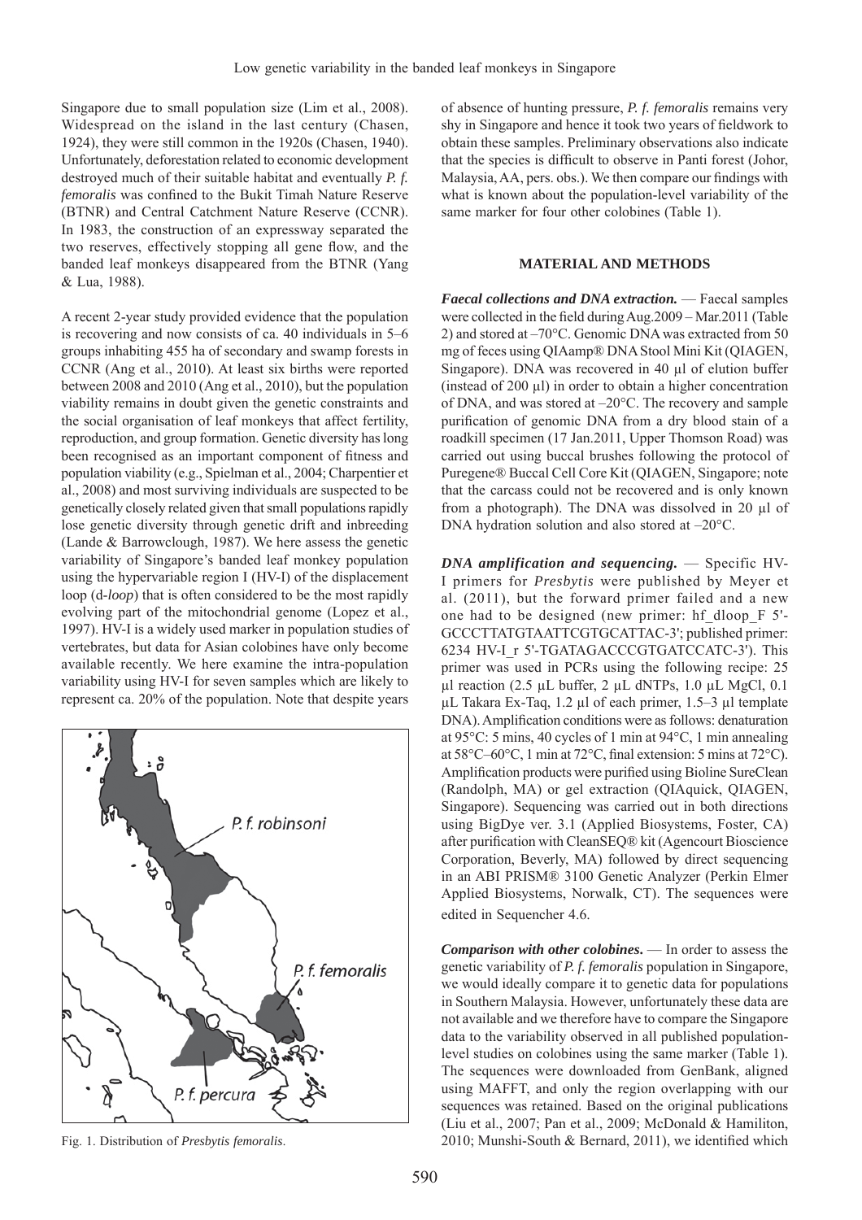Singapore due to small population size (Lim et al., 2008). Widespread on the island in the last century (Chasen, 1924), they were still common in the 1920s (Chasen, 1940). Unfortunately, deforestation related to economic development destroyed much of their suitable habitat and eventually *P. f. femoralis* was confined to the Bukit Timah Nature Reserve (BTNR) and Central Catchment Nature Reserve (CCNR). In 1983, the construction of an expressway separated the two reserves, effectively stopping all gene flow, and the banded leaf monkeys disappeared from the BTNR (Yang & Lua, 1988).

A recent 2-year study provided evidence that the population is recovering and now consists of ca. 40 individuals in 5–6 groups inhabiting 455 ha of secondary and swamp forests in CCNR (Ang et al., 2010). At least six births were reported between 2008 and 2010 (Ang et al., 2010), but the population viability remains in doubt given the genetic constraints and the social organisation of leaf monkeys that affect fertility, reproduction, and group formation. Genetic diversity has long been recognised as an important component of fitness and population viability (e.g., Spielman et al., 2004; Charpentier et al., 2008) and most surviving individuals are suspected to be genetically closely related given that small populations rapidly lose genetic diversity through genetic drift and inbreeding (Lande & Barrowclough, 1987). We here assess the genetic variability of Singapore's banded leaf monkey population using the hypervariable region I (HV-I) of the displacement loop (d-*loop*) that is often considered to be the most rapidly evolving part of the mitochondrial genome (Lopez et al., 1997). HV-I is a widely used marker in population studies of vertebrates, but data for Asian colobines have only become available recently. We here examine the intra-population variability using HV-I for seven samples which are likely to represent ca. 20% of the population. Note that despite years of absence of hunting pressure, *P. f. femoralis* remains very shy in Singapore and hence it took two years of fieldwork to obtain these samples. Preliminary observations also indicate that the species is difficult to observe in Panti forest (Johor, Malaysia, AA, pers. obs.). We then compare our findings with what is known about the population-level variability of the same marker for four other colobines (Table 1).

Fig. 1. Distribution of *Presbytis femoralis*.

## MATERIAL AND METHODS

***Faecal collections and DNA extraction.*** — Faecal samples were collected in the field during Aug.2009 – Mar.2011 (Table 2) and stored at –70°C. Genomic DNA was extracted from 50 mg of feces using QIAamp® DNA Stool Mini Kit (QIAGEN, Singapore). DNA was recovered in 40 µl of elution buffer (instead of 200 µl) in order to obtain a higher concentration of DNA, and was stored at –20°C. The recovery and sample purification of genomic DNA from a dry blood stain of a roadkill specimen (17 Jan.2011, Upper Thomson Road) was carried out using buccal brushes following the protocol of Puregene® Buccal Cell Core Kit (QIAGEN, Singapore; note that the carcass could not be recovered and is only known from a photograph). The DNA was dissolved in 20 µl of DNA hydration solution and also stored at –20°C.

***DNA amplification and sequencing.*** — Specific HV-I primers for *Presbytis* were published by Meyer et al. (2011), but the forward primer failed and a new one had to be designed (new primer: hf_dloop_F 5'-GCCCTTATGTAATTCGTGCATTAC-3'; published primer: 6234 HV-I_r 5'-TGATAGACCCGTGATCCATC-3'). This primer was used in PCRs using the following recipe: 25 µl reaction (2.5 µL buffer, 2 µL dNTPs, 1.0 µL MgCl, 0.1 µL Takara Ex-Taq, 1.2 µl of each primer, 1.5–3 µl template DNA). Amplification conditions were as follows: denaturation at 95°C: 5 mins, 40 cycles of 1 min at 94°C, 1 min annealing at 58°C–60°C, 1 min at 72°C, final extension: 5 mins at 72°C). Amplification products were purified using Bioline SureClean (Randolph, MA) or gel extraction (QIAquick, QIAGEN, Singapore). Sequencing was carried out in both directions using BigDye ver. 3.1 (Applied Biosystems, Foster, CA) after purification with CleanSEQ® kit (Agencourt Bioscience Corporation, Beverly, MA) followed by direct sequencing in an ABI PRISM® 3100 Genetic Analyzer (Perkin Elmer Applied Biosystems, Norwalk, CT). The sequences were edited in Sequencher 4.6.

***Comparison with other colobines.*** — In order to assess the genetic variability of *P. f. femoralis* population in Singapore, we would ideally compare it to genetic data for populations in Southern Malaysia. However, unfortunately these data are not available and we therefore have to compare the Singapore data to the variability observed in all published population-level studies on colobines using the same marker (Table 1). The sequences were downloaded from GenBank, aligned using MAFFT, and only the region overlapping with our sequences was retained. Based on the original publications (Liu et al., 2007; Pan et al., 2009; McDonald & Hamilton, 2010; Munshi-South & Bernard, 2011), we identified which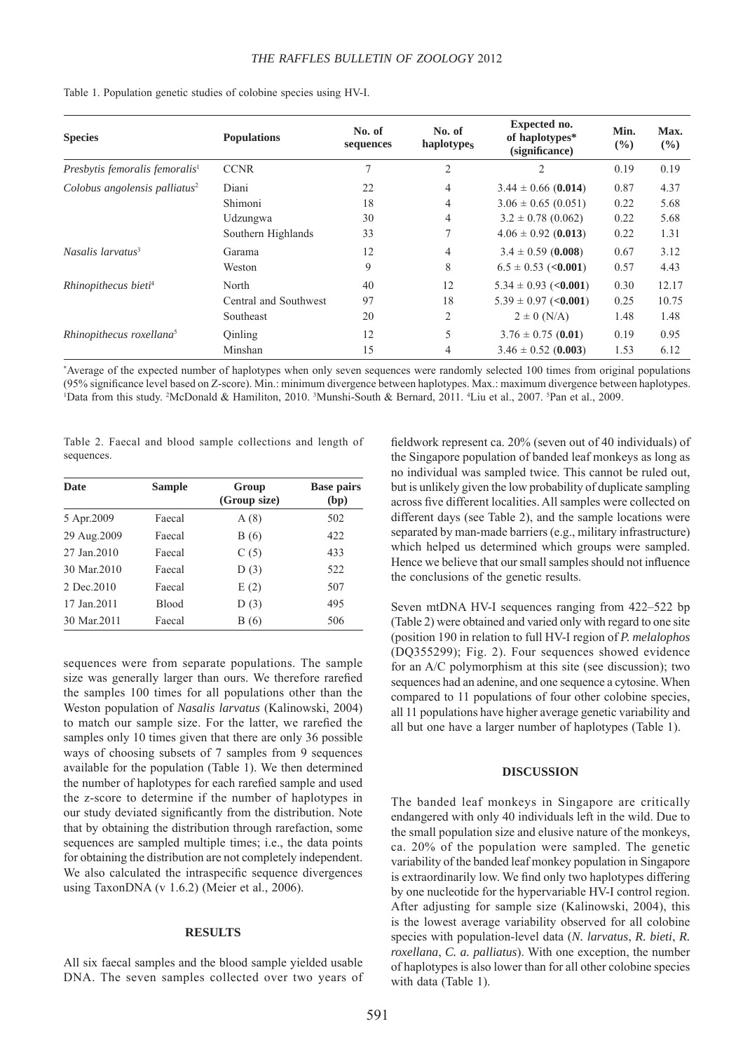Table 1. Population genetic studies of colobine species using HV-I.

| Species | Populations | No. of sequences | No. of haplotypes | Expected no. of haplotypes* (significance) | Min. (%) | Max. (%) |
|---|---|---|---|---|---|---|
| *Presbytis femoralis femoralis*[1] | CCNR | 7 | 2 | 2 | 0.19 | 0.19 |
| *Colobus angolensis palliatus*[2] | Diani | 22 | 4 | 3.44 ± 0.66 (**0.014**) | 0.87 | 4.37 |
| | Shimoni | 18 | 4 | 3.06 ± 0.65 (0.051) | 0.22 | 5.68 |
| | Udzungwa | 30 | 4 | 3.2 ± 0.78 (0.062) | 0.22 | 5.68 |
| | Southern Highlands | 33 | 7 | 4.06 ± 0.92 (**0.013**) | 0.22 | 1.31 |
| *Nasalis larvatus*[3] | Garama | 12 | 4 | 3.4 ± 0.59 (**0.008**) | 0.67 | 3.12 |
| | Weston | 9 | 8 | 6.5 ± 0.53 (**<0.001**) | 0.57 | 4.43 |
| *Rhinopithecus bieti*[4] | North | 40 | 12 | 5.34 ± 0.93 (**<0.001**) | 0.30 | 12.17 |
| | Central and Southwest | 97 | 18 | 5.39 ± 0.97 (**<0.001**) | 0.25 | 10.75 |
| | Southeast | 20 | 2 | 2 ± 0 (N/A) | 1.48 | 1.48 |
| *Rhinopithecus roxellana*[5] | Qinling | 12 | 5 | 3.76 ± 0.75 (**0.01**) | 0.19 | 0.95 |
| | Minshan | 15 | 4 | 3.46 ± 0.52 (**0.003**) | 1.53 | 6.12 |

*Average of the expected number of haplotypes when only seven sequences were randomly selected 100 times from original populations (95% significance level based on Z-score). Min.: minimum divergence between haplotypes. Max.: maximum divergence between haplotypes. [1]Data from this study. [2]McDonald & Hamiliton, 2010. [3]Munshi-South & Bernard, 2011. [4]Liu et al., 2007. [5]Pan et al., 2009.

Table 2. Faecal and blood sample collections and length of sequences.

| Date | Sample | Group (Group size) | Base pairs (bp) |
|---|---|---|---|
| 5 Apr.2009 | Faecal | A (8) | 502 |
| 29 Aug.2009 | Faecal | B (6) | 422 |
| 27 Jan.2010 | Faecal | C (5) | 433 |
| 30 Mar.2010 | Faecal | D (3) | 522 |
| 2 Dec.2010 | Faecal | E (2) | 507 |
| 17 Jan.2011 | Blood | D (3) | 495 |
| 30 Mar.2011 | Faecal | B (6) | 506 |

sequences were from separate populations. The sample size was generally larger than ours. We therefore rarefied the samples 100 times for all populations other than the Weston population of *Nasalis larvatus* (Kalinowski, 2004) to match our sample size. For the latter, we rarefied the samples only 10 times given that there are only 36 possible ways of choosing subsets of 7 samples from 9 sequences available for the population (Table 1). We then determined the number of haplotypes for each rarefied sample and used the z-score to determine if the number of haplotypes in our study deviated significantly from the distribution. Note that by obtaining the distribution through rarefaction, some sequences are sampled multiple times; i.e., the data points for obtaining the distribution are not completely independent. We also calculated the intraspecific sequence divergences using TaxonDNA (v 1.6.2) (Meier et al., 2006).

## RESULTS

All six faecal samples and the blood sample yielded usable DNA. The seven samples collected over two years of fieldwork represent ca. 20% (seven out of 40 individuals) of the Singapore population of banded leaf monkeys as long as no individual was sampled twice. This cannot be ruled out, but is unlikely given the low probability of duplicate sampling across five different localities. All samples were collected on different days (see Table 2), and the sample locations were separated by man-made barriers (e.g., military infrastructure) which helped us determined which groups were sampled. Hence we believe that our small samples should not influence the conclusions of the genetic results.

Seven mtDNA HV-I sequences ranging from 422–522 bp (Table 2) were obtained and varied only with regard to one site (position 190 in relation to full HV-I region of *P. melalophos* (DQ355299); Fig. 2). Four sequences showed evidence for an A/C polymorphism at this site (see discussion); two sequences had an adenine, and one sequence a cytosine. When compared to 11 populations of four other colobine species, all 11 populations have higher average genetic variability and all but one have a larger number of haplotypes (Table 1).

## DISCUSSION

The banded leaf monkeys in Singapore are critically endangered with only 40 individuals left in the wild. Due to the small population size and elusive nature of the monkeys, ca. 20% of the population were sampled. The genetic variability of the banded leaf monkey population in Singapore is extraordinarily low. We find only two haplotypes differing by one nucleotide for the hypervariable HV-I control region. After adjusting for sample size (Kalinowski, 2004), this is the lowest average variability observed for all colobine species with population-level data (*N. larvatus*, *R. bieti*, *R. roxellana*, *C. a. palliatus*). With one exception, the number of haplotypes is also lower than for all other colobine species with data (Table 1).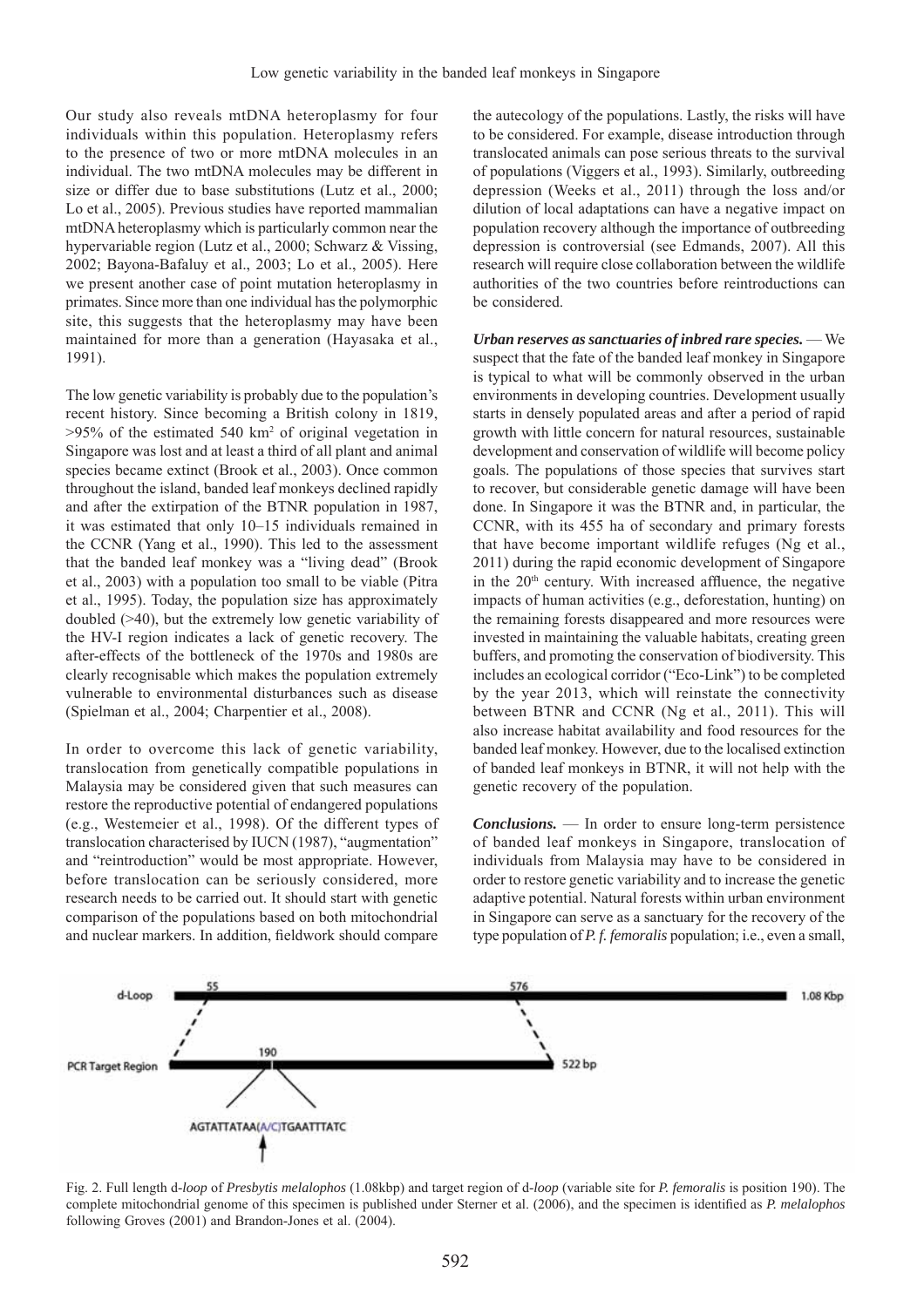Our study also reveals mtDNA heteroplasmy for four individuals within this population. Heteroplasmy refers to the presence of two or more mtDNA molecules in an individual. The two mtDNA molecules may be different in size or differ due to base substitutions (Lutz et al., 2000; Lo et al., 2005). Previous studies have reported mammalian mtDNA heteroplasmy which is particularly common near the hypervariable region (Lutz et al., 2000; Schwarz & Vissing, 2002; Bayona-Bafaluy et al., 2003; Lo et al., 2005). Here we present another case of point mutation heteroplasmy in primates. Since more than one individual has the polymorphic site, this suggests that the heteroplasmy may have been maintained for more than a generation (Hayasaka et al., 1991).

The low genetic variability is probably due to the population's recent history. Since becoming a British colony in 1819, >95% of the estimated 540 km$^2$ of original vegetation in Singapore was lost and at least a third of all plant and animal species became extinct (Brook et al., 2003). Once common throughout the island, banded leaf monkeys declined rapidly and after the extirpation of the BTNR population in 1987, it was estimated that only 10–15 individuals remained in the CCNR (Yang et al., 1990). This led to the assessment that the banded leaf monkey was a "living dead" (Brook et al., 2003) with a population too small to be viable (Pitra et al., 1995). Today, the population size has approximately doubled (>40), but the extremely low genetic variability of the HV-I region indicates a lack of genetic recovery. The after-effects of the bottleneck of the 1970s and 1980s are clearly recognisable which makes the population extremely vulnerable to environmental disturbances such as disease (Spielman et al., 2004; Charpentier et al., 2008).

In order to overcome this lack of genetic variability, translocation from genetically compatible populations in Malaysia may be considered given that such measures can restore the reproductive potential of endangered populations (e.g., Westemeier et al., 1998). Of the different types of translocation characterised by IUCN (1987), "augmentation" and "reintroduction" would be most appropriate. However, before translocation can be seriously considered, more research needs to be carried out. It should start with genetic comparison of the populations based on both mitochondrial and nuclear markers. In addition, fieldwork should compare the autecology of the populations. Lastly, the risks will have to be considered. For example, disease introduction through translocated animals can pose serious threats to the survival of populations (Viggers et al., 1993). Similarly, outbreeding depression (Weeks et al., 2011) through the loss and/or dilution of local adaptations can have a negative impact on population recovery although the importance of outbreeding depression is controversial (see Edmands, 2007). All this research will require close collaboration between the wildlife authorities of the two countries before reintroductions can be considered.

***Urban reserves as sanctuaries of inbred rare species.*** — We suspect that the fate of the banded leaf monkey in Singapore is typical to what will be commonly observed in the urban environments in developing countries. Development usually starts in densely populated areas and after a period of rapid growth with little concern for natural resources, sustainable development and conservation of wildlife will become policy goals. The populations of those species that survives start to recover, but considerable genetic damage will have been done. In Singapore it was the BTNR and, in particular, the CCNR, with its 455 ha of secondary and primary forests that have become important wildlife refuges (Ng et al., 2011) during the rapid economic development of Singapore in the 20$^{th}$ century. With increased affluence, the negative impacts of human activities (e.g., deforestation, hunting) on the remaining forests disappeared and more resources were invested in maintaining the valuable habitats, creating green buffers, and promoting the conservation of biodiversity. This includes an ecological corridor ("Eco-Link") to be completed by the year 2013, which will reinstate the connectivity between BTNR and CCNR (Ng et al., 2011). This will also increase habitat availability and food resources for the banded leaf monkey. However, due to the localised extinction of banded leaf monkeys in BTNR, it will not help with the genetic recovery of the population.

***Conclusions.*** — In order to ensure long-term persistence of banded leaf monkeys in Singapore, translocation of individuals from Malaysia may have to be considered in order to restore genetic variability and to increase the genetic adaptive potential. Natural forests within urban environment in Singapore can serve as a sanctuary for the recovery of the type population of *P. f. femoralis* population; i.e., even a small,

Fig. 2. Full length d-*loop* of *Presbytis melalophos* (1.08kbp) and target region of d-*loop* (variable site for *P. femoralis* is position 190). The complete mitochondrial genome of this specimen is published under Sterner et al. (2006), and the specimen is identified as *P. melalophos* following Groves (2001) and Brandon-Jones et al. (2004).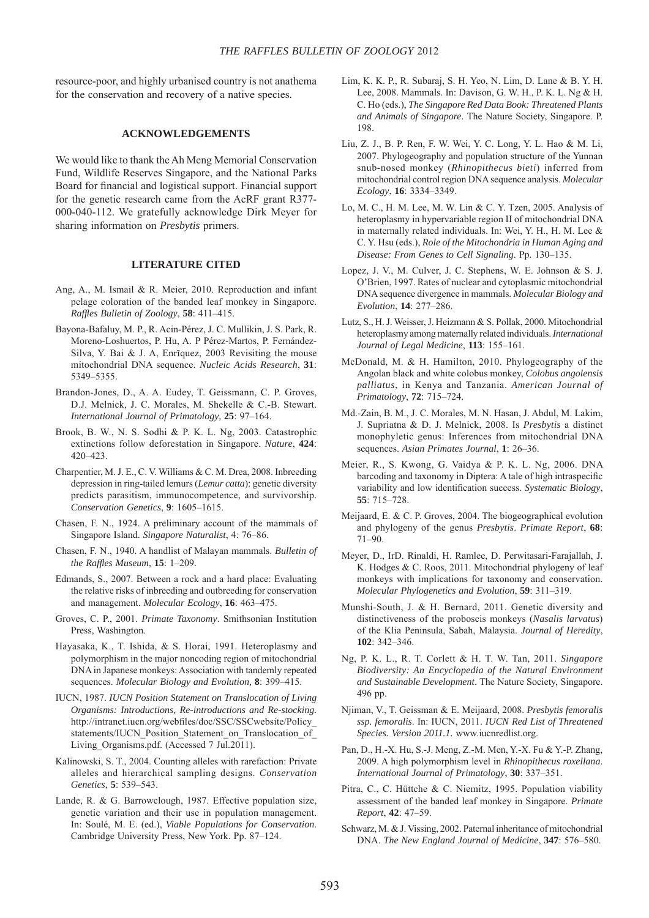resource-poor, and highly urbanised country is not anathema for the conservation and recovery of a native species.

## ACKNOWLEDGEMENTS

We would like to thank the Ah Meng Memorial Conservation Fund, Wildlife Reserves Singapore, and the National Parks Board for financial and logistical support. Financial support for the genetic research came from the AcRF grant R377-000-040-112. We gratefully acknowledge Dirk Meyer for sharing information on *Presbytis* primers.

## LITERATURE CITED

Ang, A., M. Ismail & R. Meier, 2010. Reproduction and infant pelage coloration of the banded leaf monkey in Singapore. *Raffles Bulletin of Zoology*, **58**: 411–415.

Bayona-Bafaluy, M. P., R. Acin-Pérez, J. C. Mullikin, J. S. Park, R. Moreno-Loshuertos, P. Hu, A. P Pérez-Martos, P. Fernández-Silva, Y. Bai & J. A, Enrĩquez, 2003 Revisiting the mouse mitochondrial DNA sequence. *Nucleic Acids Research*, **31**: 5349–5355.

Brandon-Jones, D., A. A. Eudey, T. Geissmann, C. P. Groves, D.J. Melnick, J. C. Morales, M. Shekelle & C.-B. Stewart. *International Journal of Primatology*, **25**: 97–164.

Brook, B. W., N. S. Sodhi & P. K. L. Ng, 2003. Catastrophic extinctions follow deforestation in Singapore. *Nature*, **424**: 420–423.

Charpentier, M. J. E., C. V. Williams & C. M. Drea, 2008. Inbreeding depression in ring-tailed lemurs (*Lemur catta*): genetic diversity predicts parasitism, immunocompetence, and survivorship. *Conservation Genetics*, **9**: 1605–1615.

Chasen, F. N., 1924. A preliminary account of the mammals of Singapore Island. *Singapore Naturalist*, 4: 76–86.

Chasen, F. N., 1940. A handlist of Malayan mammals. *Bulletin of the Raffles Museum*, **15**: 1–209.

Edmands, S., 2007. Between a rock and a hard place: Evaluating the relative risks of inbreeding and outbreeding for conservation and management. *Molecular Ecology*, **16**: 463–475.

Groves, C. P., 2001. *Primate Taxonomy*. Smithsonian Institution Press, Washington.

Hayasaka, K., T. Ishida, & S. Horai, 1991. Heteroplasmy and polymorphism in the major noncoding region of mitochondrial DNA in Japanese monkeys: Association with tandemly repeated sequences. *Molecular Biology and Evolution*, **8**: 399–415.

IUCN, 1987. *IUCN Position Statement on Translocation of Living Organisms: Introductions, Re-introductions and Re-stocking.* http://intranet.iucn.org/webfiles/doc/SSC/SSCwebsite/Policy_statements/IUCN_Position_Statement_on_Translocation_of_Living_Organisms.pdf. (Accessed 7 Jul.2011).

Kalinowski, S. T., 2004. Counting alleles with rarefaction: Private alleles and hierarchical sampling designs. *Conservation Genetics*, **5**: 539–543.

Lande, R. & G. Barrowclough, 1987. Effective population size, genetic variation and their use in population management. In: Soulé, M. E. (ed.), *Viable Populations for Conservation*. Cambridge University Press, New York. Pp. 87–124.

Lim, K. K. P., R. Subaraj, S. H. Yeo, N. Lim, D. Lane & B. Y. H. Lee, 2008. Mammals. In: Davison, G. W. H., P. K. L. Ng & H. C. Ho (eds.), *The Singapore Red Data Book: Threatened Plants and Animals of Singapore*. The Nature Society, Singapore. P. 198.

Liu, Z. J., B. P. Ren, F. W. Wei, Y. C. Long, Y. L. Hao & M. Li, 2007. Phylogeography and population structure of the Yunnan snub-nosed monkey (*Rhinopithecus bieti*) inferred from mitochondrial control region DNA sequence analysis. *Molecular Ecology*, **16**: 3334–3349.

Lo, M. C., H. M. Lee, M. W. Lin & C. Y. Tzen, 2005. Analysis of heteroplasmy in hypervariable region II of mitochondrial DNA in maternally related individuals. In: Wei, Y. H., H. M. Lee & C. Y. Hsu (eds.), *Role of the Mitochondria in Human Aging and Disease: From Genes to Cell Signaling*. Pp. 130–135.

Lopez, J. V., M. Culver, J. C. Stephens, W. E. Johnson & S. J. O'Brien, 1997. Rates of nuclear and cytoplasmic mitochondrial DNA sequence divergence in mammals. *Molecular Biology and Evolution*, **14**: 277–286.

Lutz, S., H. J. Weisser, J. Heizmann & S. Pollak, 2000. Mitochondrial heteroplasmy among maternally related individuals. *International Journal of Legal Medicine*, **113**: 155–161.

McDonald, M. & H. Hamilton, 2010. Phylogeography of the Angolan black and white colobus monkey, *Colobus angolensis palliatus*, in Kenya and Tanzania. *American Journal of Primatology*, **72**: 715–724.

Md.-Zain, B. M., J. C. Morales, M. N. Hasan, J. Abdul, M. Lakim, J. Supriatna & D. J. Melnick, 2008. Is *Presbytis* a distinct monophyletic genus: Inferences from mitochondrial DNA sequences. *Asian Primates Journal*, **1**: 26–36.

Meier, R., S. Kwong, G. Vaidya & P. K. L. Ng, 2006. DNA barcoding and taxonomy in Diptera: A tale of high intraspecific variability and low identification success. *Systematic Biology*, **55**: 715–728.

Meijaard, E. & C. P. Groves, 2004. The biogeographical evolution and phylogeny of the genus *Presbytis*. *Primate Report*, **68**: 71–90.

Meyer, D., IrD. Rinaldi, H. Ramlee, D. Perwitasari-Farajallah, J. K. Hodges & C. Roos, 2011. Mitochondrial phylogeny of leaf monkeys with implications for taxonomy and conservation. *Molecular Phylogenetics and Evolution*, **59**: 311–319.

Munshi-South, J. & H. Bernard, 2011. Genetic diversity and distinctiveness of the proboscis monkeys (*Nasalis larvatus*) of the Klia Peninsula, Sabah, Malaysia. *Journal of Heredity*, **102**: 342–346.

Ng, P. K. L., R. T. Corlett & H. T. W. Tan, 2011. *Singapore Biodiversity: An Encyclopedia of the Natural Environment and Sustainable Development*. The Nature Society, Singapore. 496 pp.

Njiman, V., T. Geissman & E. Meijaard, 2008. *Presbytis femoralis ssp. femoralis*. In: IUCN, 2011. *IUCN Red List of Threatened Species. Version 2011.1.* www.iucnredlist.org.

Pan, D., H.-X. Hu, S.-J. Meng, Z.-M. Men, Y.-X. Fu & Y.-P. Zhang, 2009. A high polymorphism level in *Rhinopithecus roxellana*. *International Journal of Primatology*, **30**: 337–351.

Pitra, C., C. Hüttche & C. Niemitz, 1995. Population viability assessment of the banded leaf monkey in Singapore. *Primate Report*, **42**: 47–59.

Schwarz, M. & J. Vissing, 2002. Paternal inheritance of mitochondrial DNA. *The New England Journal of Medicine*, **347**: 576–580.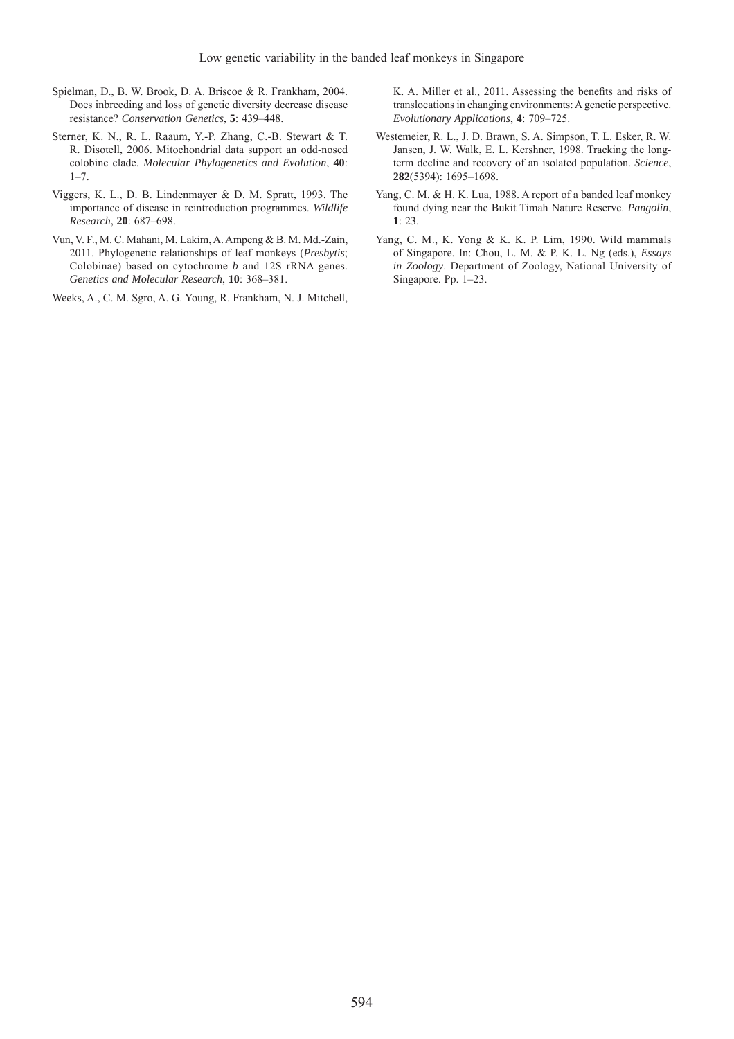Spielman, D., B. W. Brook, D. A. Briscoe & R. Frankham, 2004. Does inbreeding and loss of genetic diversity decrease disease resistance? *Conservation Genetics*, **5**: 439–448.

Sterner, K. N., R. L. Raaum, Y.-P. Zhang, C.-B. Stewart & T. R. Disotell, 2006. Mitochondrial data support an odd-nosed colobine clade. *Molecular Phylogenetics and Evolution*, **40**: 1–7.

Viggers, K. L., D. B. Lindenmayer & D. M. Spratt, 1993. The importance of disease in reintroduction programmes. *Wildlife Research*, **20**: 687–698.

Vun, V. F., M. C. Mahani, M. Lakim, A. Ampeng & B. M. Md.-Zain, 2011. Phylogenetic relationships of leaf monkeys (*Presbytis*; Colobinae) based on cytochrome *b* and 12S rRNA genes. *Genetics and Molecular Research*, **10**: 368–381.

Weeks, A., C. M. Sgro, A. G. Young, R. Frankham, N. J. Mitchell, K. A. Miller et al., 2011. Assessing the benefits and risks of translocations in changing environments: A genetic perspective. *Evolutionary Applications*, **4**: 709–725.

Westemeier, R. L., J. D. Brawn, S. A. Simpson, T. L. Esker, R. W. Jansen, J. W. Walk, E. L. Kershner, 1998. Tracking the long-term decline and recovery of an isolated population. *Science*, **282**(5394): 1695–1698.

Yang, C. M. & H. K. Lua, 1988. A report of a banded leaf monkey found dying near the Bukit Timah Nature Reserve. *Pangolin*, **1**: 23.

Yang, C. M., K. Yong & K. K. P. Lim, 1990. Wild mammals of Singapore. In: Chou, L. M. & P. K. L. Ng (eds.), *Essays in Zoology*. Department of Zoology, National University of Singapore. Pp. 1–23.